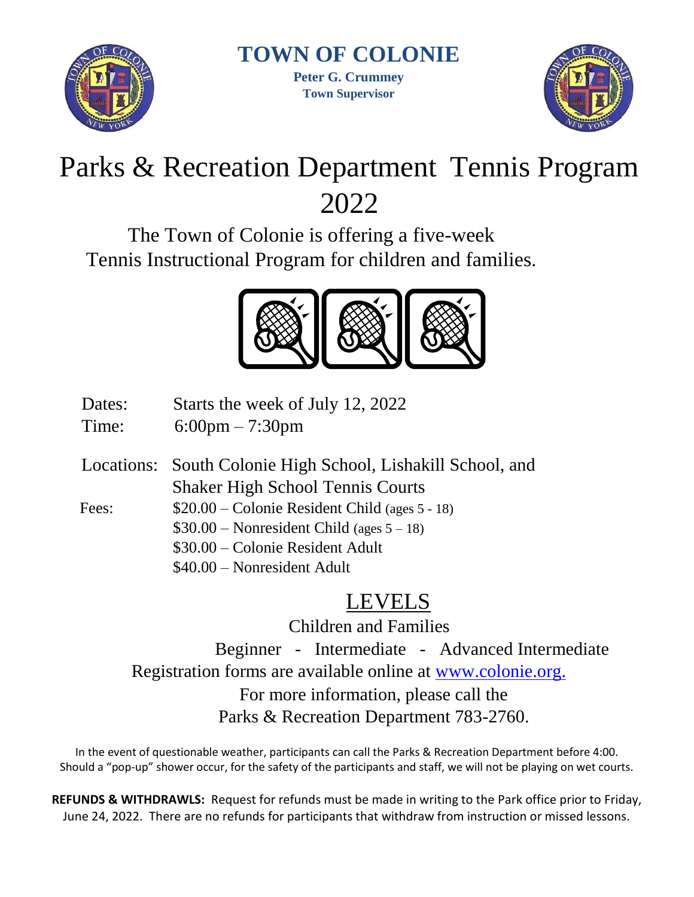# TOWN OF COLONIE

**Peter G. Crummey**
**Town Supervisor**

# Parks & Recreation Department Tennis Program 2022

The Town of Colonie is offering a five-week Tennis Instructional Program for children and families.

Dates: Starts the week of July 12, 2022
Time: 6:00pm – 7:30pm

Locations: South Colonie High School, Lishakill School, and Shaker High School Tennis Courts

Fees:
- $20.00 – Colonie Resident Child (ages 5 - 18)
- $30.00 – Nonresident Child (ages 5 – 18)
- $30.00 – Colonie Resident Adult
- $40.00 – Nonresident Adult

## LEVELS

Children and Families

Beginner - Intermediate - Advanced Intermediate

Registration forms are available online at [www.colonie.org.](http://www.colonie.org)

For more information, please call the Parks & Recreation Department 783-2760.

In the event of questionable weather, participants can call the Parks & Recreation Department before 4:00. Should a "pop-up" shower occur, for the safety of the participants and staff, we will not be playing on wet courts.

**REFUNDS & WITHDRAWLS:** Request for refunds must be made in writing to the Park office prior to Friday, June 24, 2022. There are no refunds for participants that withdraw from instruction or missed lessons.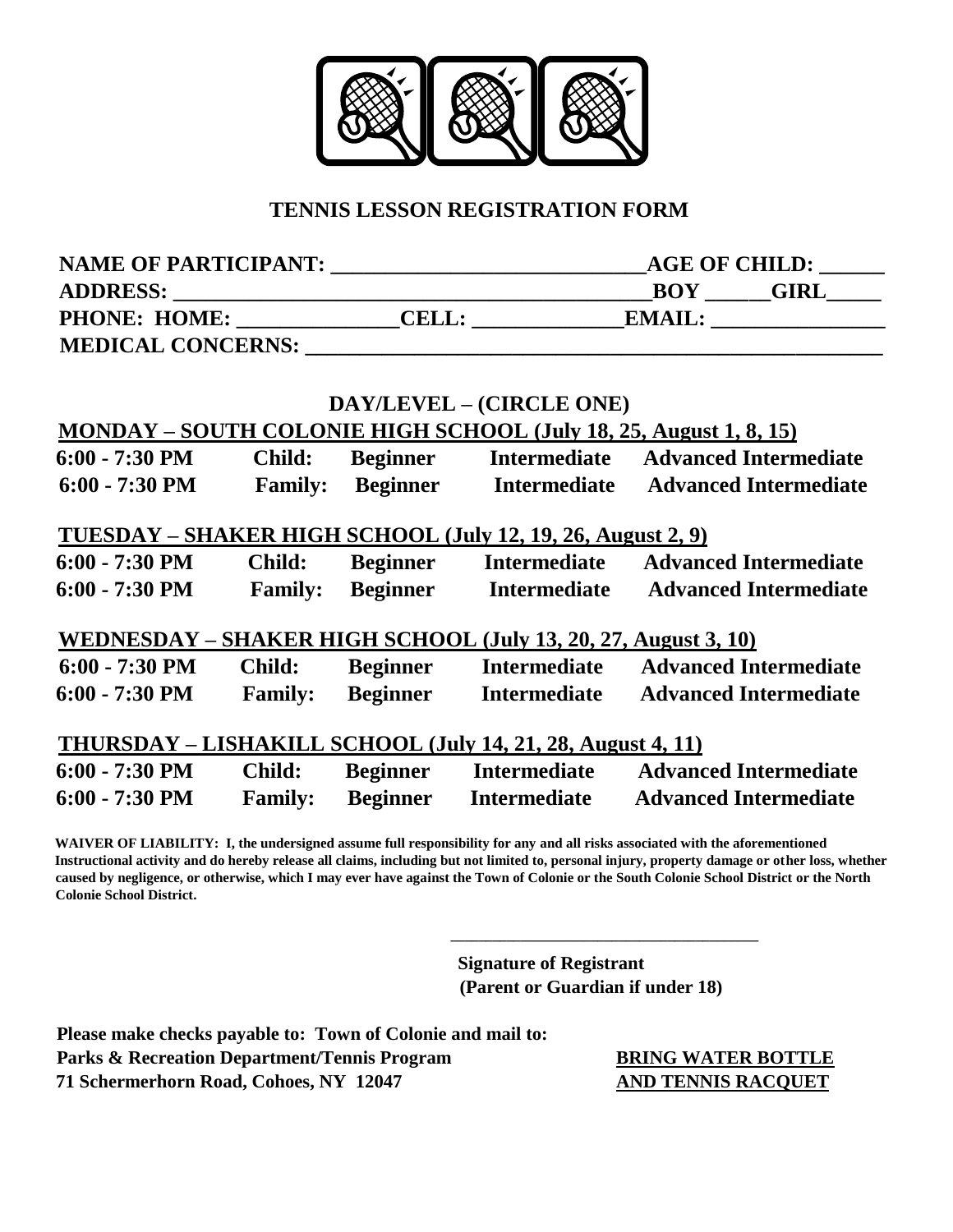## TENNIS LESSON REGISTRATION FORM

**NAME OF PARTICIPANT: _____________________________AGE OF CHILD: ______**
**ADDRESS: ____________________________________________BOY ______GIRL_____**
**PHONE: HOME: ______________CELL: _____________EMAIL: ________________**
**MEDICAL CONCERNS: ______________________________________________________**

### DAY/LEVEL – (CIRCLE ONE)

**MONDAY – SOUTH COLONIE HIGH SCHOOL (July 18, 25, August 1, 8, 15)**

| | | | | |
|---|---|---|---|---|
| 6:00 - 7:30 PM | Child: | Beginner | Intermediate | Advanced Intermediate |
| 6:00 - 7:30 PM | Family: | Beginner | Intermediate | Advanced Intermediate |

**TUESDAY – SHAKER HIGH SCHOOL (July 12, 19, 26, August 2, 9)**

| | | | | |
|---|---|---|---|---|
| 6:00 - 7:30 PM | Child: | Beginner | Intermediate | Advanced Intermediate |
| 6:00 - 7:30 PM | Family: | Beginner | Intermediate | Advanced Intermediate |

**WEDNESDAY – SHAKER HIGH SCHOOL (July 13, 20, 27, August 3, 10)**

| | | | | |
|---|---|---|---|---|
| 6:00 - 7:30 PM | Child: | Beginner | Intermediate | Advanced Intermediate |
| 6:00 - 7:30 PM | Family: | Beginner | Intermediate | Advanced Intermediate |

**THURSDAY – LISHAKILL SCHOOL (July 14, 21, 28, August 4, 11)**

| | | | | |
|---|---|---|---|---|
| 6:00 - 7:30 PM | Child: | Beginner | Intermediate | Advanced Intermediate |
| 6:00 - 7:30 PM | Family: | Beginner | Intermediate | Advanced Intermediate |

**WAIVER OF LIABILITY: I, the undersigned assume full responsibility for any and all risks associated with the aforementioned Instructional activity and do hereby release all claims, including but not limited to, personal injury, property damage or other loss, whether caused by negligence, or otherwise, which I may ever have against the Town of Colonie or the South Colonie School District or the North Colonie School District.**

_________________________________

**Signature of Registrant**
**(Parent or Guardian if under 18)**

**Please make checks payable to: Town of Colonie and mail to:**
**Parks & Recreation Department/Tennis Program**
**71 Schermerhorn Road, Cohoes, NY 12047**

**BRING WATER BOTTLE AND TENNIS RACQUET**